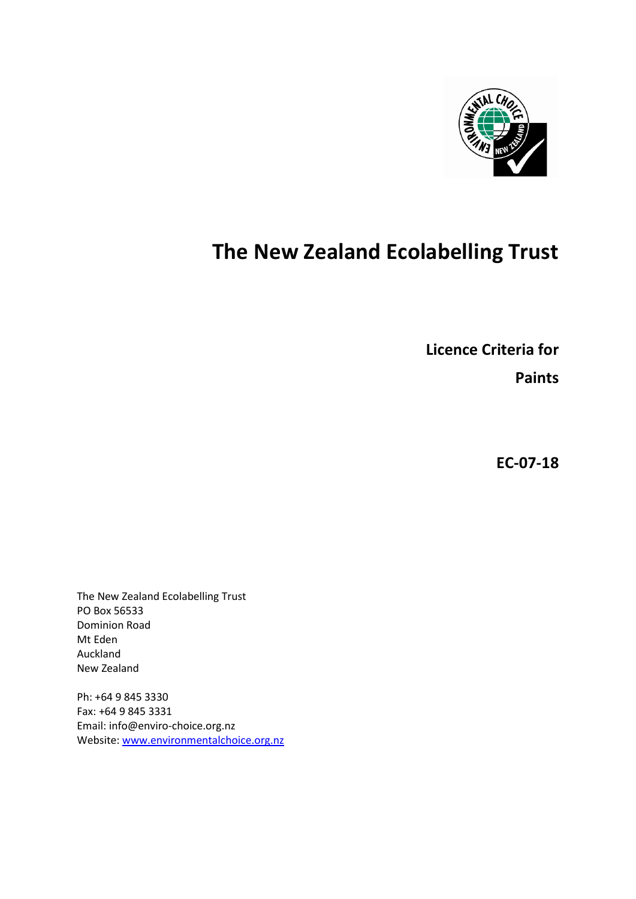# The New Zealand Ecolabelling Trust

**Licence Criteria for**

**Paints**

**EC-07-18**

The New Zealand Ecolabelling Trust
PO Box 56533
Dominion Road
Mt Eden
Auckland
New Zealand

Ph: +64 9 845 3330
Fax: +64 9 845 3331
Email: info@enviro-choice.org.nz
Website: www.environmentalchoice.org.nz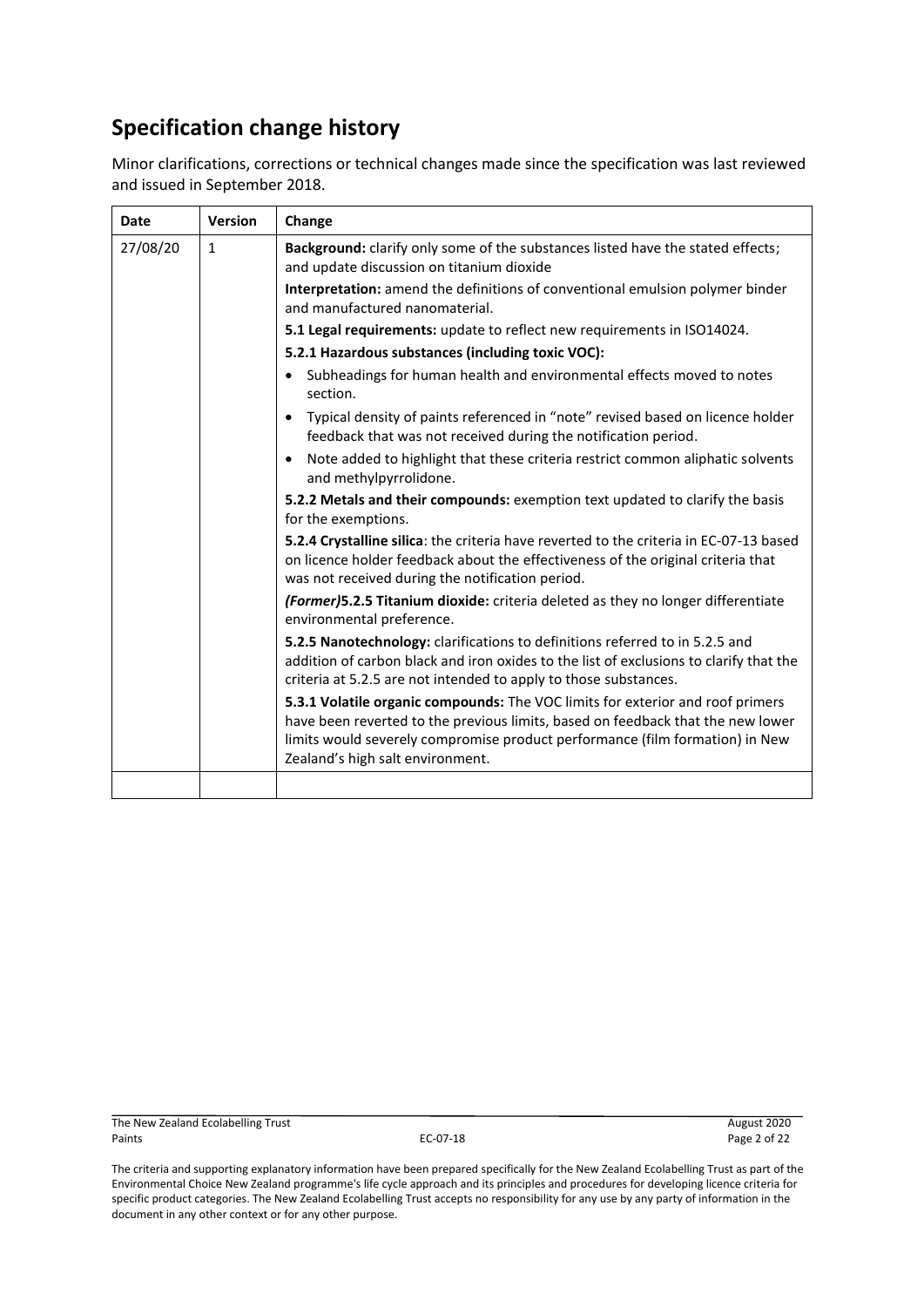## Specification change history

Minor clarifications, corrections or technical changes made since the specification was last reviewed and issued in September 2018.

| Date | Version | Change |
|---|---|---|
| 27/08/20 | 1 | **Background:** clarify only some of the substances listed have the stated effects; and update discussion on titanium dioxide<br><br>**Interpretation:** amend the definitions of conventional emulsion polymer binder and manufactured nanomaterial.<br><br>**5.1 Legal requirements:** update to reflect new requirements in ISO14024.<br><br>**5.2.1 Hazardous substances (including toxic VOC):**<br>• Subheadings for human health and environmental effects moved to notes section.<br>• Typical density of paints referenced in "note" revised based on licence holder feedback that was not received during the notification period.<br>• Note added to highlight that these criteria restrict common aliphatic solvents and methylpyrrolidone.<br><br>**5.2.2 Metals and their compounds:** exemption text updated to clarify the basis for the exemptions.<br><br>**5.2.4 Crystalline silica**: the criteria have reverted to the criteria in EC-07-13 based on licence holder feedback about the effectiveness of the original criteria that was not received during the notification period.<br><br>***(Former)*5.2.5 Titanium dioxide:** criteria deleted as they no longer differentiate environmental preference.<br><br>**5.2.5 Nanotechnology:** clarifications to definitions referred to in 5.2.5 and addition of carbon black and iron oxides to the list of exclusions to clarify that the criteria at 5.2.5 are not intended to apply to those substances.<br><br>**5.3.1 Volatile organic compounds:** The VOC limits for exterior and roof primers have been reverted to the previous limits, based on feedback that the new lower limits would severely compromise product performance (film formation) in New Zealand's high salt environment. |
| | | |

The criteria and supporting explanatory information have been prepared specifically for the New Zealand Ecolabelling Trust as part of the Environmental Choice New Zealand programme's life cycle approach and its principles and procedures for developing licence criteria for specific product categories. The New Zealand Ecolabelling Trust accepts no responsibility for any use by any party of information in the document in any other context or for any other purpose.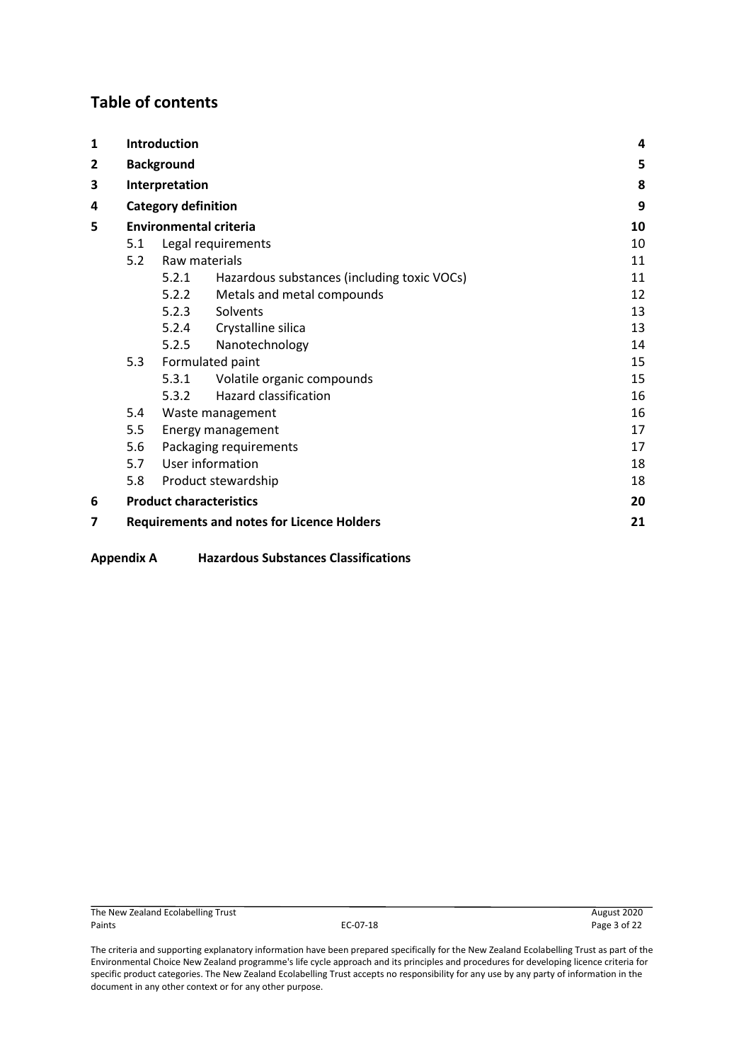## Table of contents

| | | | |
|---|---|---|---|
| **1** | **Introduction** | | **4** |
| **2** | **Background** | | **5** |
| **3** | **Interpretation** | | **8** |
| **4** | **Category definition** | | **9** |
| **5** | **Environmental criteria** | | **10** |
| | 5.1 | Legal requirements | 10 |
| | 5.2 | Raw materials | 11 |
| | | 5.2.1 Hazardous substances (including toxic VOCs) | 11 |
| | | 5.2.2 Metals and metal compounds | 12 |
| | | 5.2.3 Solvents | 13 |
| | | 5.2.4 Crystalline silica | 13 |
| | | 5.2.5 Nanotechnology | 14 |
| | 5.3 | Formulated paint | 15 |
| | | 5.3.1 Volatile organic compounds | 15 |
| | | 5.3.2 Hazard classification | 16 |
| | 5.4 | Waste management | 16 |
| | 5.5 | Energy management | 17 |
| | 5.6 | Packaging requirements | 17 |
| | 5.7 | User information | 18 |
| | 5.8 | Product stewardship | 18 |
| **6** | **Product characteristics** | | **20** |
| **7** | **Requirements and notes for Licence Holders** | | **21** |

**Appendix A** **Hazardous Substances Classifications**

The criteria and supporting explanatory information have been prepared specifically for the New Zealand Ecolabelling Trust as part of the Environmental Choice New Zealand programme's life cycle approach and its principles and procedures for developing licence criteria for specific product categories. The New Zealand Ecolabelling Trust accepts no responsibility for any use by any party of information in the document in any other context or for any other purpose.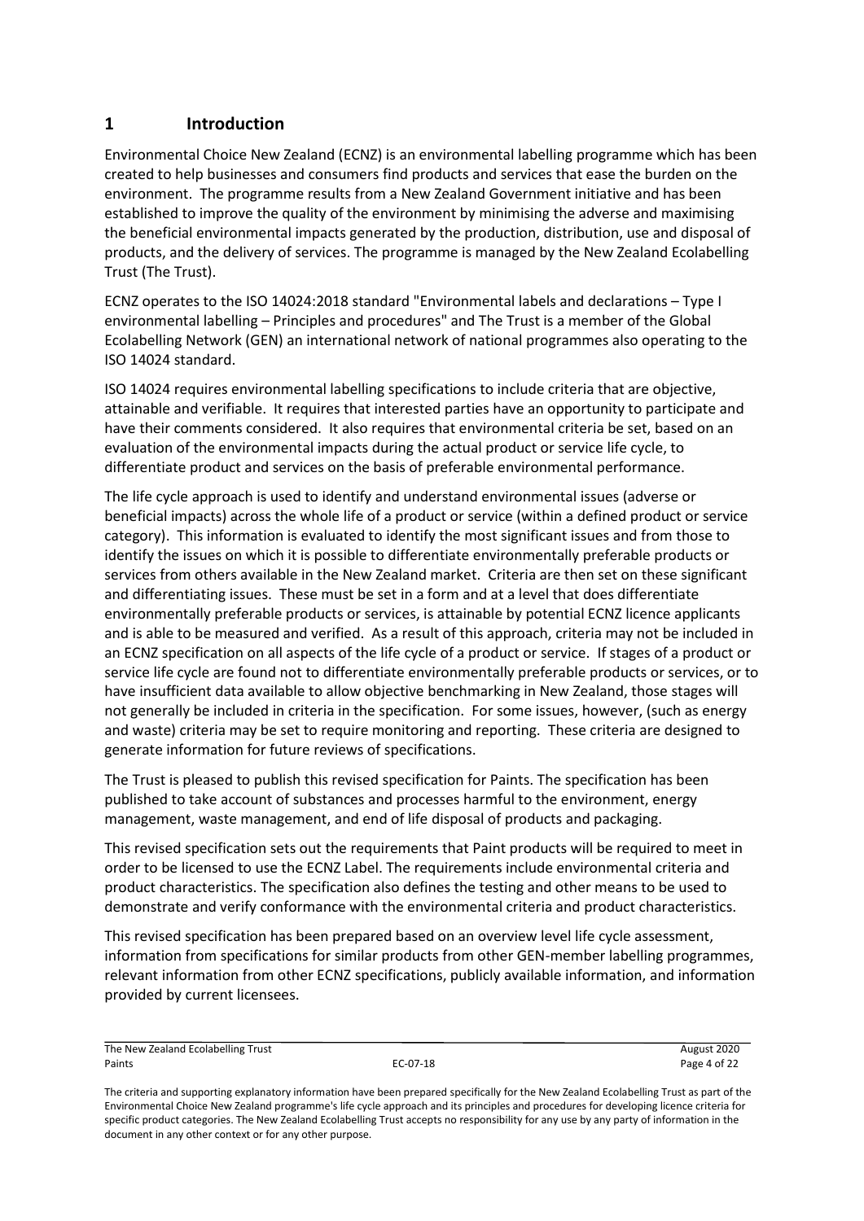# 1 Introduction

Environmental Choice New Zealand (ECNZ) is an environmental labelling programme which has been created to help businesses and consumers find products and services that ease the burden on the environment. The programme results from a New Zealand Government initiative and has been established to improve the quality of the environment by minimising the adverse and maximising the beneficial environmental impacts generated by the production, distribution, use and disposal of products, and the delivery of services. The programme is managed by the New Zealand Ecolabelling Trust (The Trust).

ECNZ operates to the ISO 14024:2018 standard "Environmental labels and declarations – Type I environmental labelling – Principles and procedures" and The Trust is a member of the Global Ecolabelling Network (GEN) an international network of national programmes also operating to the ISO 14024 standard.

ISO 14024 requires environmental labelling specifications to include criteria that are objective, attainable and verifiable. It requires that interested parties have an opportunity to participate and have their comments considered. It also requires that environmental criteria be set, based on an evaluation of the environmental impacts during the actual product or service life cycle, to differentiate product and services on the basis of preferable environmental performance.

The life cycle approach is used to identify and understand environmental issues (adverse or beneficial impacts) across the whole life of a product or service (within a defined product or service category). This information is evaluated to identify the most significant issues and from those to identify the issues on which it is possible to differentiate environmentally preferable products or services from others available in the New Zealand market. Criteria are then set on these significant and differentiating issues. These must be set in a form and at a level that does differentiate environmentally preferable products or services, is attainable by potential ECNZ licence applicants and is able to be measured and verified. As a result of this approach, criteria may not be included in an ECNZ specification on all aspects of the life cycle of a product or service. If stages of a product or service life cycle are found not to differentiate environmentally preferable products or services, or to have insufficient data available to allow objective benchmarking in New Zealand, those stages will not generally be included in criteria in the specification. For some issues, however, (such as energy and waste) criteria may be set to require monitoring and reporting. These criteria are designed to generate information for future reviews of specifications.

The Trust is pleased to publish this revised specification for Paints. The specification has been published to take account of substances and processes harmful to the environment, energy management, waste management, and end of life disposal of products and packaging.

This revised specification sets out the requirements that Paint products will be required to meet in order to be licensed to use the ECNZ Label. The requirements include environmental criteria and product characteristics. The specification also defines the testing and other means to be used to demonstrate and verify conformance with the environmental criteria and product characteristics.

This revised specification has been prepared based on an overview level life cycle assessment, information from specifications for similar products from other GEN-member labelling programmes, relevant information from other ECNZ specifications, publicly available information, and information provided by current licensees.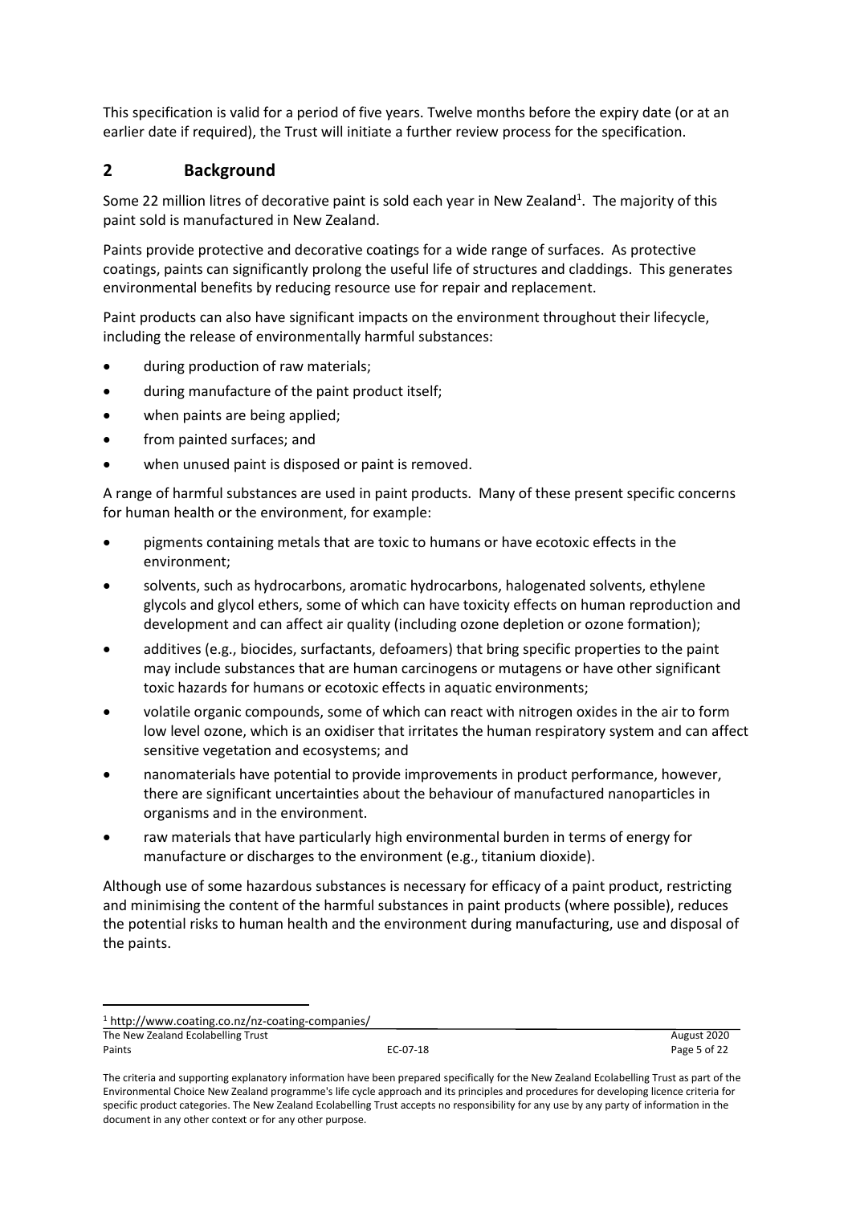This specification is valid for a period of five years. Twelve months before the expiry date (or at an earlier date if required), the Trust will initiate a further review process for the specification.

## 2 Background

Some 22 million litres of decorative paint is sold each year in New Zealand[1]. The majority of this paint sold is manufactured in New Zealand.

Paints provide protective and decorative coatings for a wide range of surfaces. As protective coatings, paints can significantly prolong the useful life of structures and claddings. This generates environmental benefits by reducing resource use for repair and replacement.

Paint products can also have significant impacts on the environment throughout their lifecycle, including the release of environmentally harmful substances:

- during production of raw materials;
- during manufacture of the paint product itself;
- when paints are being applied;
- from painted surfaces; and
- when unused paint is disposed or paint is removed.

A range of harmful substances are used in paint products. Many of these present specific concerns for human health or the environment, for example:

- pigments containing metals that are toxic to humans or have ecotoxic effects in the environment;
- solvents, such as hydrocarbons, aromatic hydrocarbons, halogenated solvents, ethylene glycols and glycol ethers, some of which can have toxicity effects on human reproduction and development and can affect air quality (including ozone depletion or ozone formation);
- additives (e.g., biocides, surfactants, defoamers) that bring specific properties to the paint may include substances that are human carcinogens or mutagens or have other significant toxic hazards for humans or ecotoxic effects in aquatic environments;
- volatile organic compounds, some of which can react with nitrogen oxides in the air to form low level ozone, which is an oxidiser that irritates the human respiratory system and can affect sensitive vegetation and ecosystems; and
- nanomaterials have potential to provide improvements in product performance, however, there are significant uncertainties about the behaviour of manufactured nanoparticles in organisms and in the environment.
- raw materials that have particularly high environmental burden in terms of energy for manufacture or discharges to the environment (e.g., titanium dioxide).

Although use of some hazardous substances is necessary for efficacy of a paint product, restricting and minimising the content of the harmful substances in paint products (where possible), reduces the potential risks to human health and the environment during manufacturing, use and disposal of the paints.

[1] http://www.coating.co.nz/nz-coating-companies/

The criteria and supporting explanatory information have been prepared specifically for the New Zealand Ecolabelling Trust as part of the Environmental Choice New Zealand programme's life cycle approach and its principles and procedures for developing licence criteria for specific product categories. The New Zealand Ecolabelling Trust accepts no responsibility for any use by any party of information in the document in any other context or for any other purpose.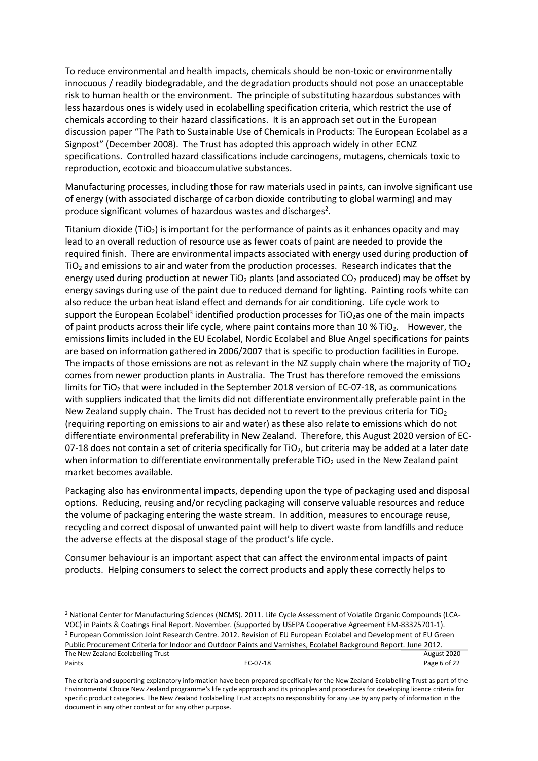To reduce environmental and health impacts, chemicals should be non-toxic or environmentally innocuous / readily biodegradable, and the degradation products should not pose an unacceptable risk to human health or the environment. The principle of substituting hazardous substances with less hazardous ones is widely used in ecolabelling specification criteria, which restrict the use of chemicals according to their hazard classifications. It is an approach set out in the European discussion paper "The Path to Sustainable Use of Chemicals in Products: The European Ecolabel as a Signpost" (December 2008). The Trust has adopted this approach widely in other ECNZ specifications. Controlled hazard classifications include carcinogens, mutagens, chemicals toxic to reproduction, ecotoxic and bioaccumulative substances.

Manufacturing processes, including those for raw materials used in paints, can involve significant use of energy (with associated discharge of carbon dioxide contributing to global warming) and may produce significant volumes of hazardous wastes and discharges[2].

Titanium dioxide ($TiO_2$) is important for the performance of paints as it enhances opacity and may lead to an overall reduction of resource use as fewer coats of paint are needed to provide the required finish. There are environmental impacts associated with energy used during production of $TiO_2$ and emissions to air and water from the production processes. Research indicates that the energy used during production at newer $TiO_2$ plants (and associated $CO_2$ produced) may be offset by energy savings during use of the paint due to reduced demand for lighting. Painting roofs white can also reduce the urban heat island effect and demands for air conditioning. Life cycle work to support the European Ecolabel[3] identified production processes for $TiO_2$as one of the main impacts of paint products across their life cycle, where paint contains more than 10 % $TiO_2$. However, the emissions limits included in the EU Ecolabel, Nordic Ecolabel and Blue Angel specifications for paints are based on information gathered in 2006/2007 that is specific to production facilities in Europe. The impacts of those emissions are not as relevant in the NZ supply chain where the majority of $TiO_2$ comes from newer production plants in Australia. The Trust has therefore removed the emissions limits for $TiO_2$ that were included in the September 2018 version of EC-07-18, as communications with suppliers indicated that the limits did not differentiate environmentally preferable paint in the New Zealand supply chain. The Trust has decided not to revert to the previous criteria for $TiO_2$ (requiring reporting on emissions to air and water) as these also relate to emissions which do not differentiate environmental preferability in New Zealand. Therefore, this August 2020 version of EC-07-18 does not contain a set of criteria specifically for $TiO_2$, but criteria may be added at a later date when information to differentiate environmentally preferable $TiO_2$ used in the New Zealand paint market becomes available.

Packaging also has environmental impacts, depending upon the type of packaging used and disposal options. Reducing, reusing and/or recycling packaging will conserve valuable resources and reduce the volume of packaging entering the waste stream. In addition, measures to encourage reuse, recycling and correct disposal of unwanted paint will help to divert waste from landfills and reduce the adverse effects at the disposal stage of the product's life cycle.

Consumer behaviour is an important aspect that can affect the environmental impacts of paint products. Helping consumers to select the correct products and apply these correctly helps to

---

[2] National Center for Manufacturing Sciences (NCMS). 2011. Life Cycle Assessment of Volatile Organic Compounds (LCA-VOC) in Paints & Coatings Final Report. November. (Supported by USEPA Cooperative Agreement EM-83325701-1).

[3] European Commission Joint Research Centre. 2012. Revision of EU European Ecolabel and Development of EU Green Public Procurement Criteria for Indoor and Outdoor Paints and Varnishes, Ecolabel Background Report. June 2012.

The criteria and supporting explanatory information have been prepared specifically for the New Zealand Ecolabelling Trust as part of the Environmental Choice New Zealand programme's life cycle approach and its principles and procedures for developing licence criteria for specific product categories. The New Zealand Ecolabelling Trust accepts no responsibility for any use by any party of information in the document in any other context or for any other purpose.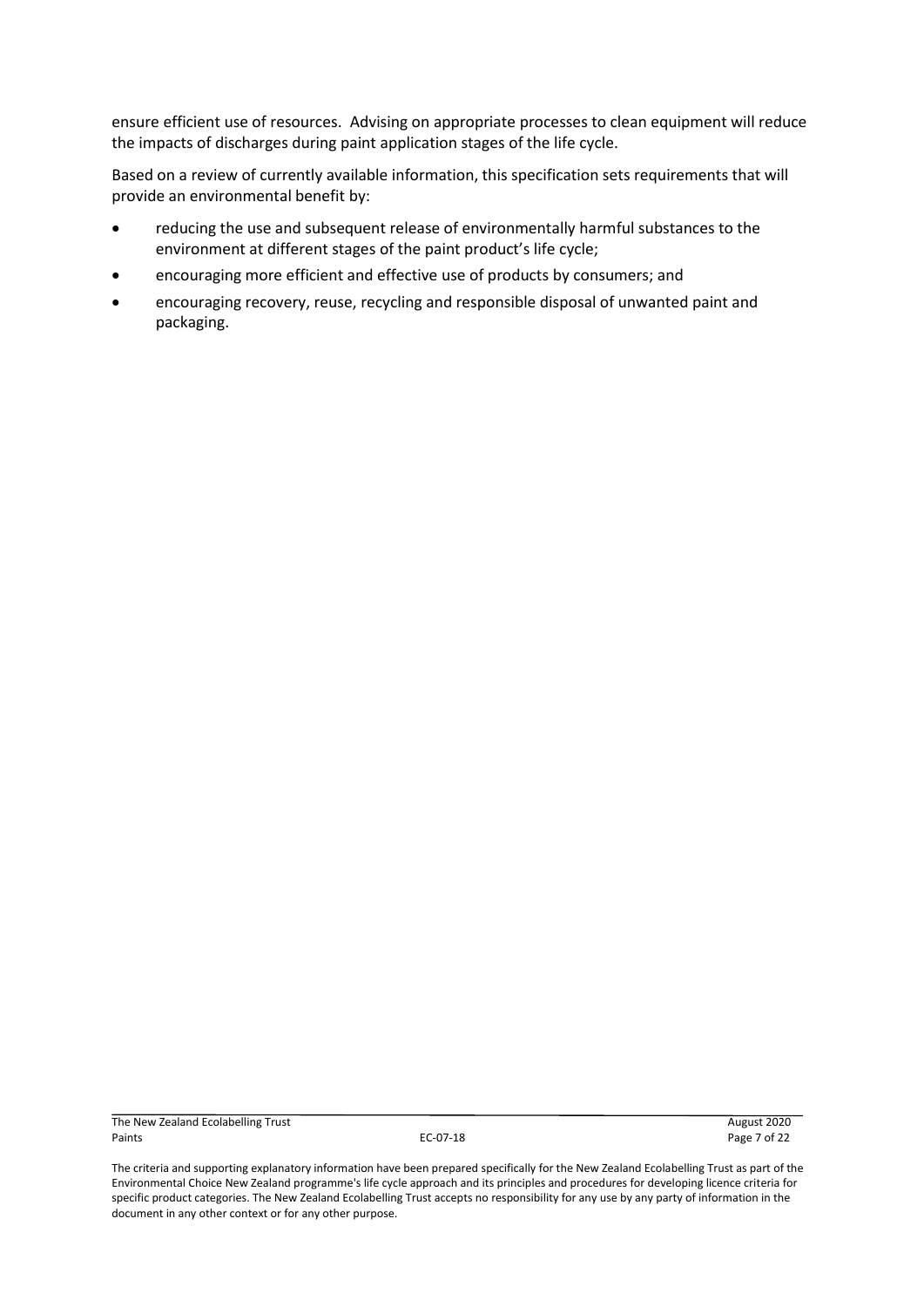ensure efficient use of resources. Advising on appropriate processes to clean equipment will reduce the impacts of discharges during paint application stages of the life cycle.

Based on a review of currently available information, this specification sets requirements that will provide an environmental benefit by:

- reducing the use and subsequent release of environmentally harmful substances to the environment at different stages of the paint product's life cycle;
- encouraging more efficient and effective use of products by consumers; and
- encouraging recovery, reuse, recycling and responsible disposal of unwanted paint and packaging.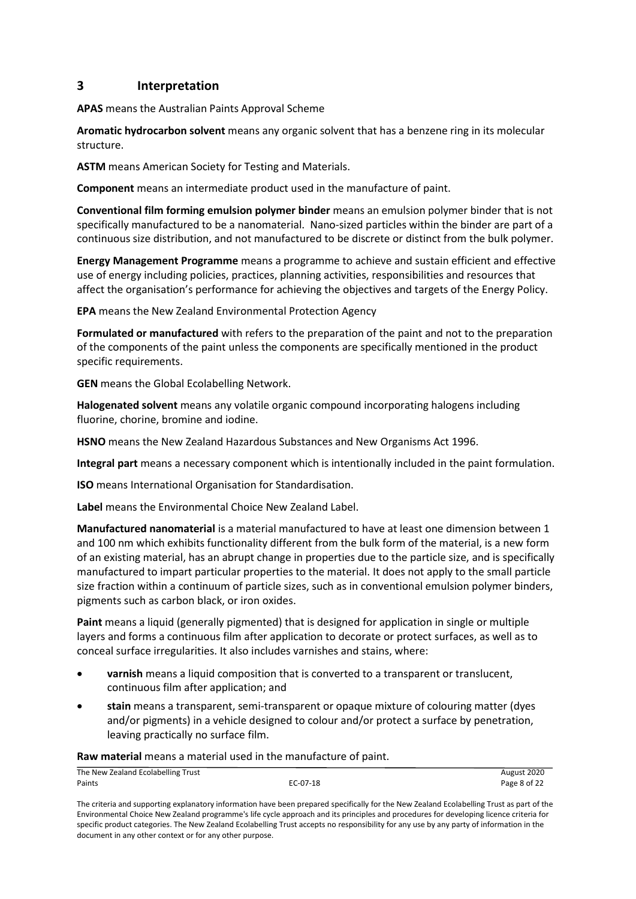## 3 Interpretation

**APAS** means the Australian Paints Approval Scheme

**Aromatic hydrocarbon solvent** means any organic solvent that has a benzene ring in its molecular structure.

**ASTM** means American Society for Testing and Materials.

**Component** means an intermediate product used in the manufacture of paint.

**Conventional film forming emulsion polymer binder** means an emulsion polymer binder that is not specifically manufactured to be a nanomaterial. Nano-sized particles within the binder are part of a continuous size distribution, and not manufactured to be discrete or distinct from the bulk polymer.

**Energy Management Programme** means a programme to achieve and sustain efficient and effective use of energy including policies, practices, planning activities, responsibilities and resources that affect the organisation's performance for achieving the objectives and targets of the Energy Policy.

**EPA** means the New Zealand Environmental Protection Agency

**Formulated or manufactured** with refers to the preparation of the paint and not to the preparation of the components of the paint unless the components are specifically mentioned in the product specific requirements.

**GEN** means the Global Ecolabelling Network.

**Halogenated solvent** means any volatile organic compound incorporating halogens including fluorine, chorine, bromine and iodine.

**HSNO** means the New Zealand Hazardous Substances and New Organisms Act 1996.

**Integral part** means a necessary component which is intentionally included in the paint formulation.

**ISO** means International Organisation for Standardisation.

**Label** means the Environmental Choice New Zealand Label.

**Manufactured nanomaterial** is a material manufactured to have at least one dimension between 1 and 100 nm which exhibits functionality different from the bulk form of the material, is a new form of an existing material, has an abrupt change in properties due to the particle size, and is specifically manufactured to impart particular properties to the material. It does not apply to the small particle size fraction within a continuum of particle sizes, such as in conventional emulsion polymer binders, pigments such as carbon black, or iron oxides.

**Paint** means a liquid (generally pigmented) that is designed for application in single or multiple layers and forms a continuous film after application to decorate or protect surfaces, as well as to conceal surface irregularities. It also includes varnishes and stains, where:

- **varnish** means a liquid composition that is converted to a transparent or translucent, continuous film after application; and
- **stain** means a transparent, semi-transparent or opaque mixture of colouring matter (dyes and/or pigments) in a vehicle designed to colour and/or protect a surface by penetration, leaving practically no surface film.

**Raw material** means a material used in the manufacture of paint.

The criteria and supporting explanatory information have been prepared specifically for the New Zealand Ecolabelling Trust as part of the Environmental Choice New Zealand programme's life cycle approach and its principles and procedures for developing licence criteria for specific product categories. The New Zealand Ecolabelling Trust accepts no responsibility for any use by any party of information in the document in any other context or for any other purpose.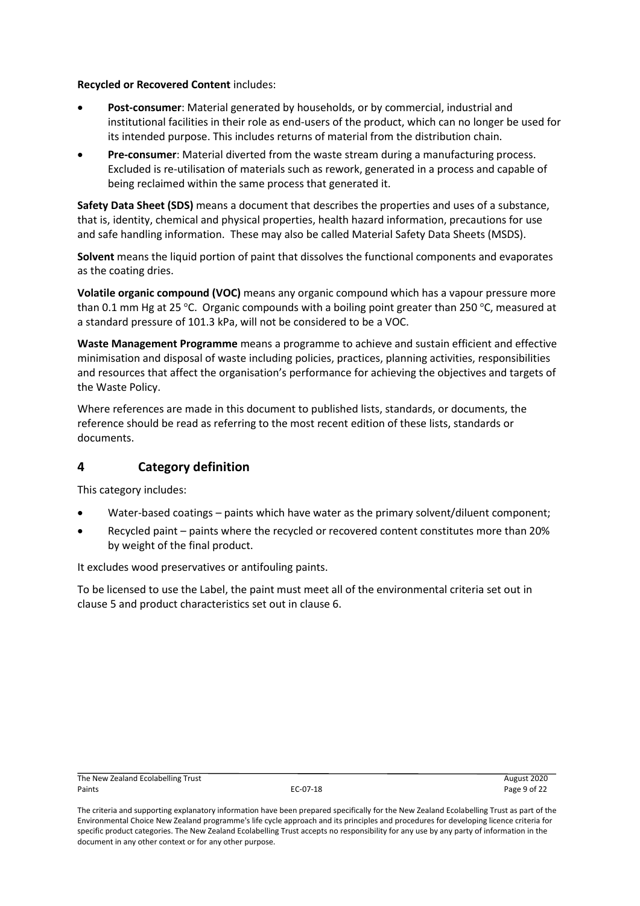**Recycled or Recovered Content** includes:

- **Post-consumer**: Material generated by households, or by commercial, industrial and institutional facilities in their role as end-users of the product, which can no longer be used for its intended purpose. This includes returns of material from the distribution chain.
- **Pre-consumer**: Material diverted from the waste stream during a manufacturing process. Excluded is re-utilisation of materials such as rework, generated in a process and capable of being reclaimed within the same process that generated it.

**Safety Data Sheet (SDS)** means a document that describes the properties and uses of a substance, that is, identity, chemical and physical properties, health hazard information, precautions for use and safe handling information. These may also be called Material Safety Data Sheets (MSDS).

**Solvent** means the liquid portion of paint that dissolves the functional components and evaporates as the coating dries.

**Volatile organic compound (VOC)** means any organic compound which has a vapour pressure more than 0.1 mm Hg at 25 °C. Organic compounds with a boiling point greater than 250 °C, measured at a standard pressure of 101.3 kPa, will not be considered to be a VOC.

**Waste Management Programme** means a programme to achieve and sustain efficient and effective minimisation and disposal of waste including policies, practices, planning activities, responsibilities and resources that affect the organisation's performance for achieving the objectives and targets of the Waste Policy.

Where references are made in this document to published lists, standards, or documents, the reference should be read as referring to the most recent edition of these lists, standards or documents.

## 4 Category definition

This category includes:

- Water-based coatings – paints which have water as the primary solvent/diluent component;
- Recycled paint – paints where the recycled or recovered content constitutes more than 20% by weight of the final product.

It excludes wood preservatives or antifouling paints.

To be licensed to use the Label, the paint must meet all of the environmental criteria set out in clause 5 and product characteristics set out in clause 6.

The criteria and supporting explanatory information have been prepared specifically for the New Zealand Ecolabelling Trust as part of the Environmental Choice New Zealand programme's life cycle approach and its principles and procedures for developing licence criteria for specific product categories. The New Zealand Ecolabelling Trust accepts no responsibility for any use by any party of information in the document in any other context or for any other purpose.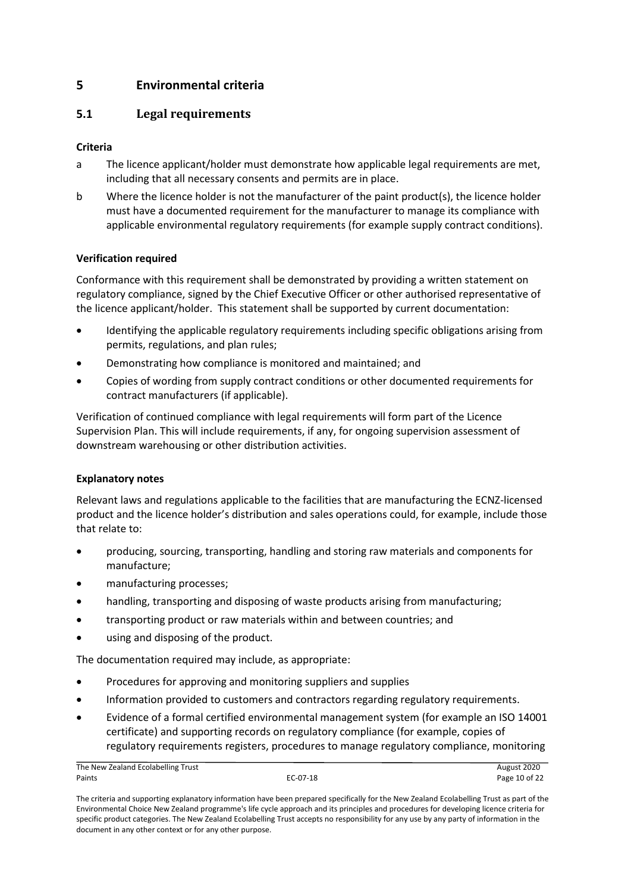# 5 Environmental criteria

## 5.1 Legal requirements

### Criteria

a The licence applicant/holder must demonstrate how applicable legal requirements are met, including that all necessary consents and permits are in place.

b Where the licence holder is not the manufacturer of the paint product(s), the licence holder must have a documented requirement for the manufacturer to manage its compliance with applicable environmental regulatory requirements (for example supply contract conditions).

### Verification required

Conformance with this requirement shall be demonstrated by providing a written statement on regulatory compliance, signed by the Chief Executive Officer or other authorised representative of the licence applicant/holder. This statement shall be supported by current documentation:

- Identifying the applicable regulatory requirements including specific obligations arising from permits, regulations, and plan rules;
- Demonstrating how compliance is monitored and maintained; and
- Copies of wording from supply contract conditions or other documented requirements for contract manufacturers (if applicable).

Verification of continued compliance with legal requirements will form part of the Licence Supervision Plan. This will include requirements, if any, for ongoing supervision assessment of downstream warehousing or other distribution activities.

### Explanatory notes

Relevant laws and regulations applicable to the facilities that are manufacturing the ECNZ-licensed product and the licence holder's distribution and sales operations could, for example, include those that relate to:

- producing, sourcing, transporting, handling and storing raw materials and components for manufacture;
- manufacturing processes;
- handling, transporting and disposing of waste products arising from manufacturing;
- transporting product or raw materials within and between countries; and
- using and disposing of the product.

The documentation required may include, as appropriate:

- Procedures for approving and monitoring suppliers and supplies
- Information provided to customers and contractors regarding regulatory requirements.
- Evidence of a formal certified environmental management system (for example an ISO 14001 certificate) and supporting records on regulatory compliance (for example, copies of regulatory requirements registers, procedures to manage regulatory compliance, monitoring

The criteria and supporting explanatory information have been prepared specifically for the New Zealand Ecolabelling Trust as part of the Environmental Choice New Zealand programme's life cycle approach and its principles and procedures for developing licence criteria for specific product categories. The New Zealand Ecolabelling Trust accepts no responsibility for any use by any party of information in the document in any other context or for any other purpose.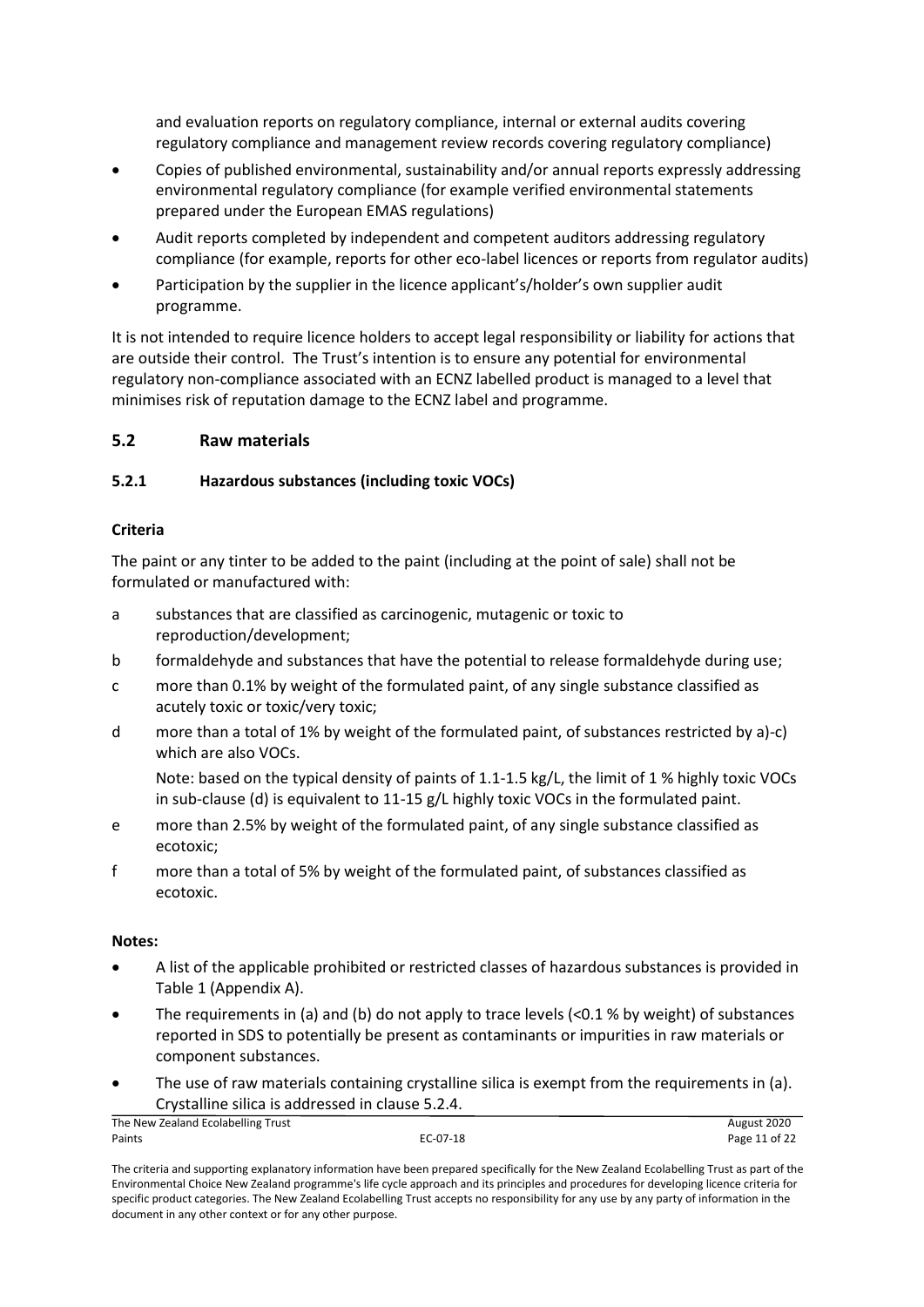and evaluation reports on regulatory compliance, internal or external audits covering regulatory compliance and management review records covering regulatory compliance)

- Copies of published environmental, sustainability and/or annual reports expressly addressing environmental regulatory compliance (for example verified environmental statements prepared under the European EMAS regulations)
- Audit reports completed by independent and competent auditors addressing regulatory compliance (for example, reports for other eco-label licences or reports from regulator audits)
- Participation by the supplier in the licence applicant's/holder's own supplier audit programme.

It is not intended to require licence holders to accept legal responsibility or liability for actions that are outside their control. The Trust's intention is to ensure any potential for environmental regulatory non-compliance associated with an ECNZ labelled product is managed to a level that minimises risk of reputation damage to the ECNZ label and programme.

## 5.2 Raw materials

### 5.2.1 Hazardous substances (including toxic VOCs)

**Criteria**

The paint or any tinter to be added to the paint (including at the point of sale) shall not be formulated or manufactured with:

a substances that are classified as carcinogenic, mutagenic or toxic to reproduction/development;

b formaldehyde and substances that have the potential to release formaldehyde during use;

c more than 0.1% by weight of the formulated paint, of any single substance classified as acutely toxic or toxic/very toxic;

d more than a total of 1% by weight of the formulated paint, of substances restricted by a)-c) which are also VOCs.

Note: based on the typical density of paints of 1.1-1.5 kg/L, the limit of 1 % highly toxic VOCs in sub-clause (d) is equivalent to 11-15 g/L highly toxic VOCs in the formulated paint.

e more than 2.5% by weight of the formulated paint, of any single substance classified as ecotoxic;

f more than a total of 5% by weight of the formulated paint, of substances classified as ecotoxic.

**Notes:**

- A list of the applicable prohibited or restricted classes of hazardous substances is provided in Table 1 (Appendix A).
- The requirements in (a) and (b) do not apply to trace levels (<0.1 % by weight) of substances reported in SDS to potentially be present as contaminants or impurities in raw materials or component substances.
- The use of raw materials containing crystalline silica is exempt from the requirements in (a). Crystalline silica is addressed in clause 5.2.4.

The criteria and supporting explanatory information have been prepared specifically for the New Zealand Ecolabelling Trust as part of the Environmental Choice New Zealand programme's life cycle approach and its principles and procedures for developing licence criteria for specific product categories. The New Zealand Ecolabelling Trust accepts no responsibility for any use by any party of information in the document in any other context or for any other purpose.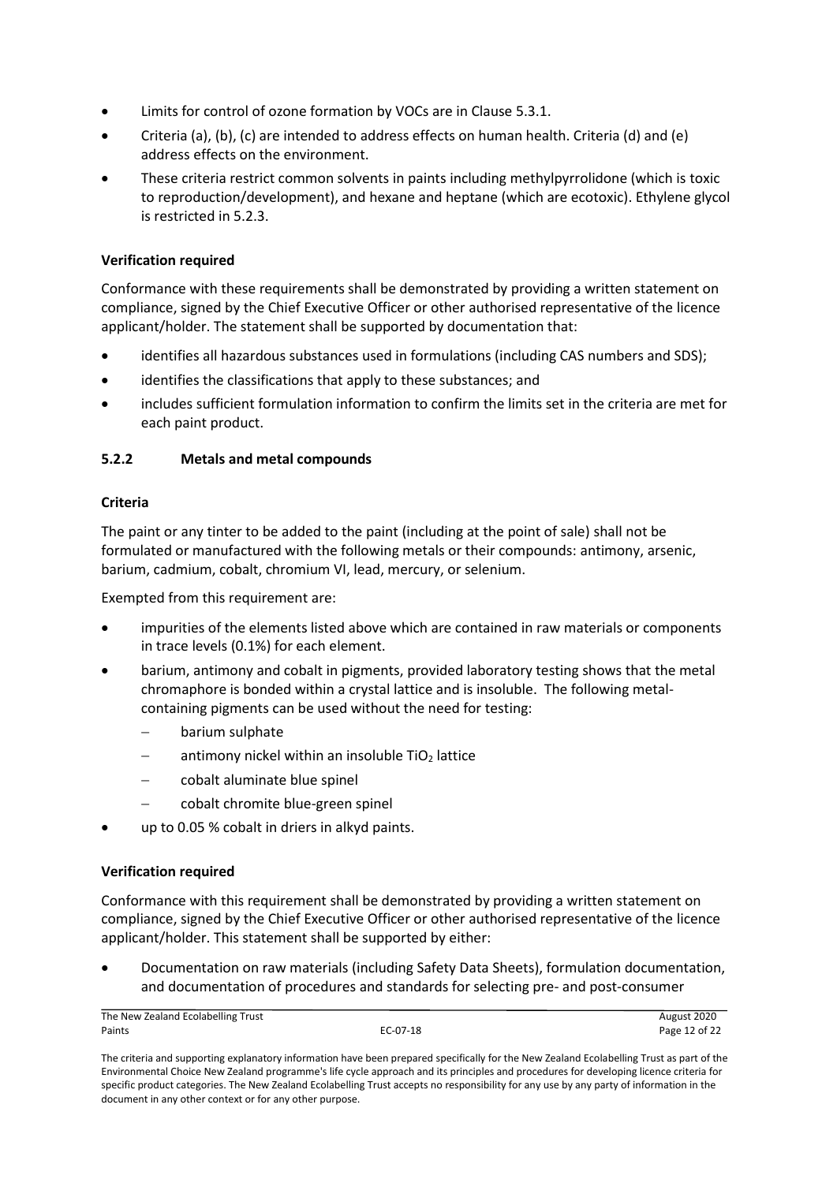- Limits for control of ozone formation by VOCs are in Clause 5.3.1.
- Criteria (a), (b), (c) are intended to address effects on human health. Criteria (d) and (e) address effects on the environment.
- These criteria restrict common solvents in paints including methylpyrrolidone (which is toxic to reproduction/development), and hexane and heptane (which are ecotoxic). Ethylene glycol is restricted in 5.2.3.

**Verification required**

Conformance with these requirements shall be demonstrated by providing a written statement on compliance, signed by the Chief Executive Officer or other authorised representative of the licence applicant/holder. The statement shall be supported by documentation that:

- identifies all hazardous substances used in formulations (including CAS numbers and SDS);
- identifies the classifications that apply to these substances; and
- includes sufficient formulation information to confirm the limits set in the criteria are met for each paint product.

### 5.2.2 Metals and metal compounds

**Criteria**

The paint or any tinter to be added to the paint (including at the point of sale) shall not be formulated or manufactured with the following metals or their compounds: antimony, arsenic, barium, cadmium, cobalt, chromium VI, lead, mercury, or selenium.

Exempted from this requirement are:

- impurities of the elements listed above which are contained in raw materials or components in trace levels (0.1%) for each element.
- barium, antimony and cobalt in pigments, provided laboratory testing shows that the metal chromaphore is bonded within a crystal lattice and is insoluble. The following metal-containing pigments can be used without the need for testing:
  - barium sulphate
  - antimony nickel within an insoluble $TiO_2$ lattice
  - cobalt aluminate blue spinel
  - cobalt chromite blue-green spinel
- up to 0.05 % cobalt in driers in alkyd paints.

**Verification required**

Conformance with this requirement shall be demonstrated by providing a written statement on compliance, signed by the Chief Executive Officer or other authorised representative of the licence applicant/holder. This statement shall be supported by either:

- Documentation on raw materials (including Safety Data Sheets), formulation documentation, and documentation of procedures and standards for selecting pre- and post-consumer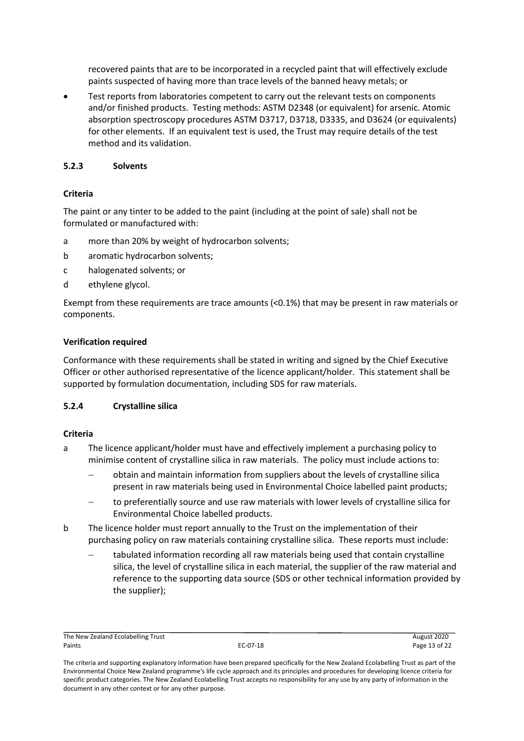recovered paints that are to be incorporated in a recycled paint that will effectively exclude paints suspected of having more than trace levels of the banned heavy metals; or

- Test reports from laboratories competent to carry out the relevant tests on components and/or finished products. Testing methods: ASTM D2348 (or equivalent) for arsenic. Atomic absorption spectroscopy procedures ASTM D3717, D3718, D3335, and D3624 (or equivalents) for other elements. If an equivalent test is used, the Trust may require details of the test method and its validation.

### 5.2.3 Solvents

**Criteria**

The paint or any tinter to be added to the paint (including at the point of sale) shall not be formulated or manufactured with:

a more than 20% by weight of hydrocarbon solvents;

b aromatic hydrocarbon solvents;

c halogenated solvents; or

d ethylene glycol.

Exempt from these requirements are trace amounts (<0.1%) that may be present in raw materials or components.

**Verification required**

Conformance with these requirements shall be stated in writing and signed by the Chief Executive Officer or other authorised representative of the licence applicant/holder. This statement shall be supported by formulation documentation, including SDS for raw materials.

### 5.2.4 Crystalline silica

**Criteria**

a The licence applicant/holder must have and effectively implement a purchasing policy to minimise content of crystalline silica in raw materials. The policy must include actions to:

- obtain and maintain information from suppliers about the levels of crystalline silica present in raw materials being used in Environmental Choice labelled paint products;
- to preferentially source and use raw materials with lower levels of crystalline silica for Environmental Choice labelled products.

b The licence holder must report annually to the Trust on the implementation of their purchasing policy on raw materials containing crystalline silica. These reports must include:

- tabulated information recording all raw materials being used that contain crystalline silica, the level of crystalline silica in each material, the supplier of the raw material and reference to the supporting data source (SDS or other technical information provided by the supplier);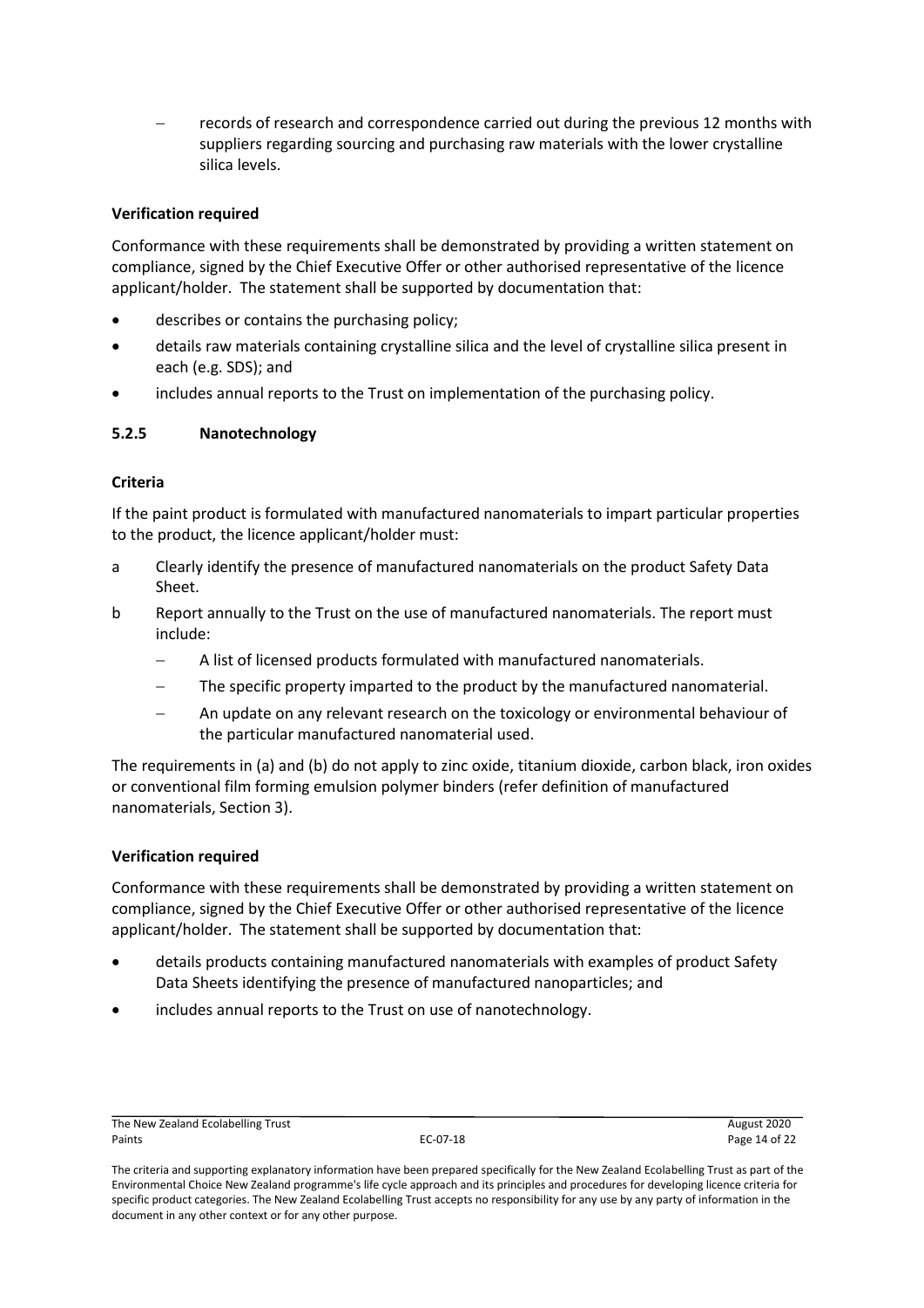- records of research and correspondence carried out during the previous 12 months with suppliers regarding sourcing and purchasing raw materials with the lower crystalline silica levels.

**Verification required**

Conformance with these requirements shall be demonstrated by providing a written statement on compliance, signed by the Chief Executive Offer or other authorised representative of the licence applicant/holder. The statement shall be supported by documentation that:

- describes or contains the purchasing policy;
- details raw materials containing crystalline silica and the level of crystalline silica present in each (e.g. SDS); and
- includes annual reports to the Trust on implementation of the purchasing policy.

### 5.2.5 Nanotechnology

**Criteria**

If the paint product is formulated with manufactured nanomaterials to impart particular properties to the product, the licence applicant/holder must:

a Clearly identify the presence of manufactured nanomaterials on the product Safety Data Sheet.

b Report annually to the Trust on the use of manufactured nanomaterials. The report must include:
  - A list of licensed products formulated with manufactured nanomaterials.
  - The specific property imparted to the product by the manufactured nanomaterial.
  - An update on any relevant research on the toxicology or environmental behaviour of the particular manufactured nanomaterial used.

The requirements in (a) and (b) do not apply to zinc oxide, titanium dioxide, carbon black, iron oxides or conventional film forming emulsion polymer binders (refer definition of manufactured nanomaterials, Section 3).

**Verification required**

Conformance with these requirements shall be demonstrated by providing a written statement on compliance, signed by the Chief Executive Offer or other authorised representative of the licence applicant/holder. The statement shall be supported by documentation that:

- details products containing manufactured nanomaterials with examples of product Safety Data Sheets identifying the presence of manufactured nanoparticles; and
- includes annual reports to the Trust on use of nanotechnology.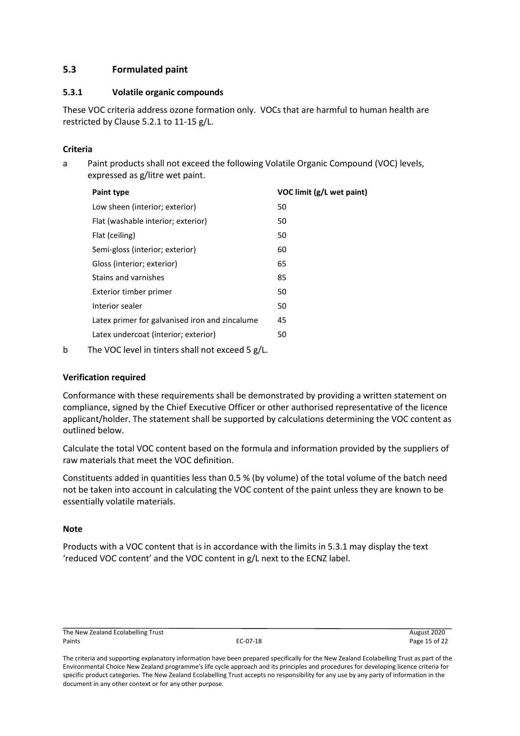## 5.3 Formulated paint

### 5.3.1 Volatile organic compounds

These VOC criteria address ozone formation only. VOCs that are harmful to human health are restricted by Clause 5.2.1 to 11-15 g/L.

**Criteria**

a Paint products shall not exceed the following Volatile Organic Compound (VOC) levels, expressed as g/litre wet paint.

| Paint type | VOC limit (g/L wet paint) |
|---|---|
| Low sheen (interior; exterior) | 50 |
| Flat (washable interior; exterior) | 50 |
| Flat (ceiling) | 50 |
| Semi-gloss (interior; exterior) | 60 |
| Gloss (interior; exterior) | 65 |
| Stains and varnishes | 85 |
| Exterior timber primer | 50 |
| Interior sealer | 50 |
| Latex primer for galvanised iron and zincalume | 45 |
| Latex undercoat (interior; exterior) | 50 |

b The VOC level in tinters shall not exceed 5 g/L.

**Verification required**

Conformance with these requirements shall be demonstrated by providing a written statement on compliance, signed by the Chief Executive Officer or other authorised representative of the licence applicant/holder. The statement shall be supported by calculations determining the VOC content as outlined below.

Calculate the total VOC content based on the formula and information provided by the suppliers of raw materials that meet the VOC definition.

Constituents added in quantities less than 0.5 % (by volume) of the total volume of the batch need not be taken into account in calculating the VOC content of the paint unless they are known to be essentially volatile materials.

**Note**

Products with a VOC content that is in accordance with the limits in 5.3.1 may display the text 'reduced VOC content' and the VOC content in g/L next to the ECNZ label.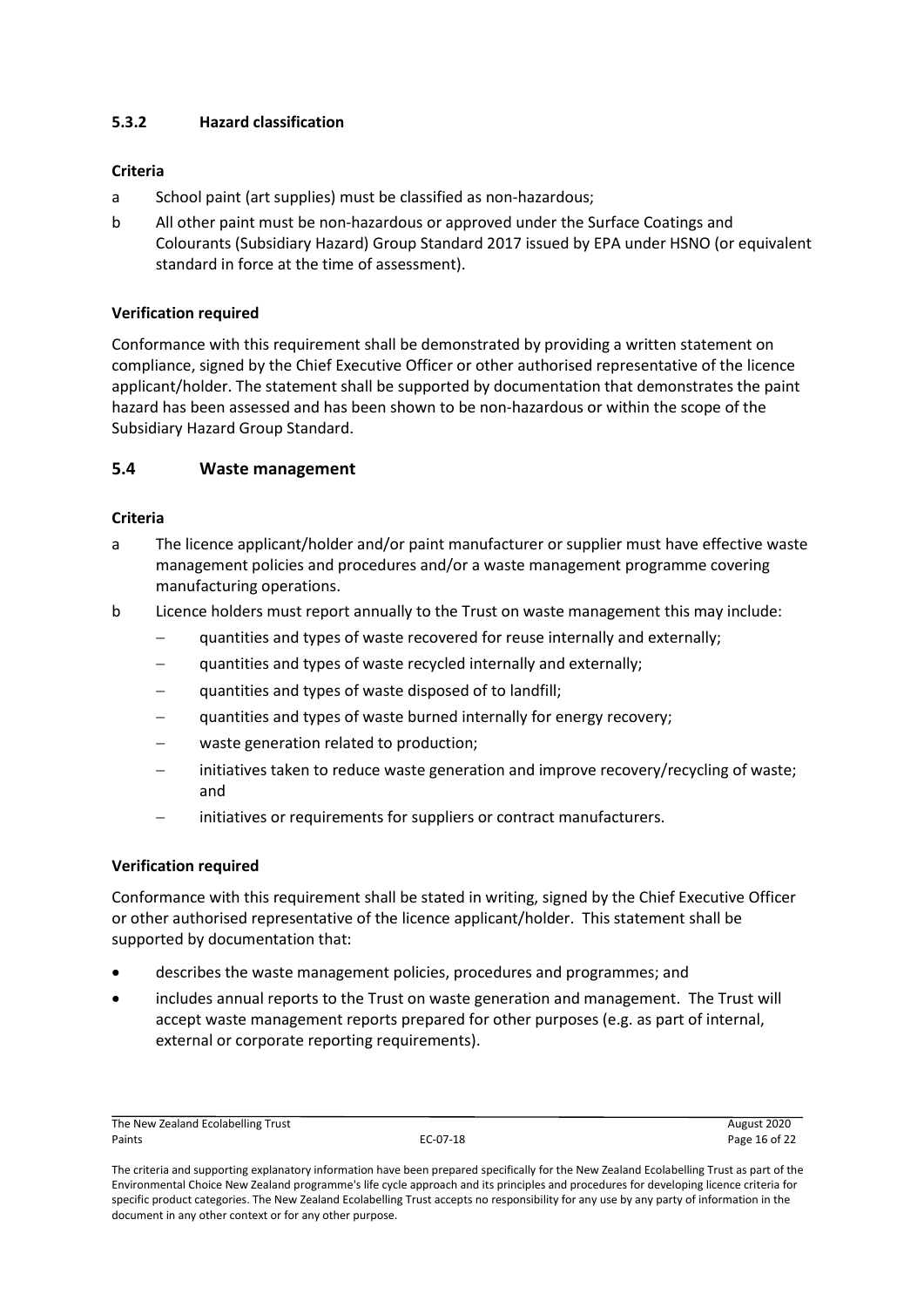#### 5.3.2 Hazard classification

**Criteria**

a School paint (art supplies) must be classified as non-hazardous;

b All other paint must be non-hazardous or approved under the Surface Coatings and Colourants (Subsidiary Hazard) Group Standard 2017 issued by EPA under HSNO (or equivalent standard in force at the time of assessment).

**Verification required**

Conformance with this requirement shall be demonstrated by providing a written statement on compliance, signed by the Chief Executive Officer or other authorised representative of the licence applicant/holder. The statement shall be supported by documentation that demonstrates the paint hazard has been assessed and has been shown to be non-hazardous or within the scope of the Subsidiary Hazard Group Standard.

### 5.4 Waste management

**Criteria**

a The licence applicant/holder and/or paint manufacturer or supplier must have effective waste management policies and procedures and/or a waste management programme covering manufacturing operations.

b Licence holders must report annually to the Trust on waste management this may include:

- quantities and types of waste recovered for reuse internally and externally;
- quantities and types of waste recycled internally and externally;
- quantities and types of waste disposed of to landfill;
- quantities and types of waste burned internally for energy recovery;
- waste generation related to production;
- initiatives taken to reduce waste generation and improve recovery/recycling of waste; and
- initiatives or requirements for suppliers or contract manufacturers.

**Verification required**

Conformance with this requirement shall be stated in writing, signed by the Chief Executive Officer or other authorised representative of the licence applicant/holder. This statement shall be supported by documentation that:

- describes the waste management policies, procedures and programmes; and
- includes annual reports to the Trust on waste generation and management. The Trust will accept waste management reports prepared for other purposes (e.g. as part of internal, external or corporate reporting requirements).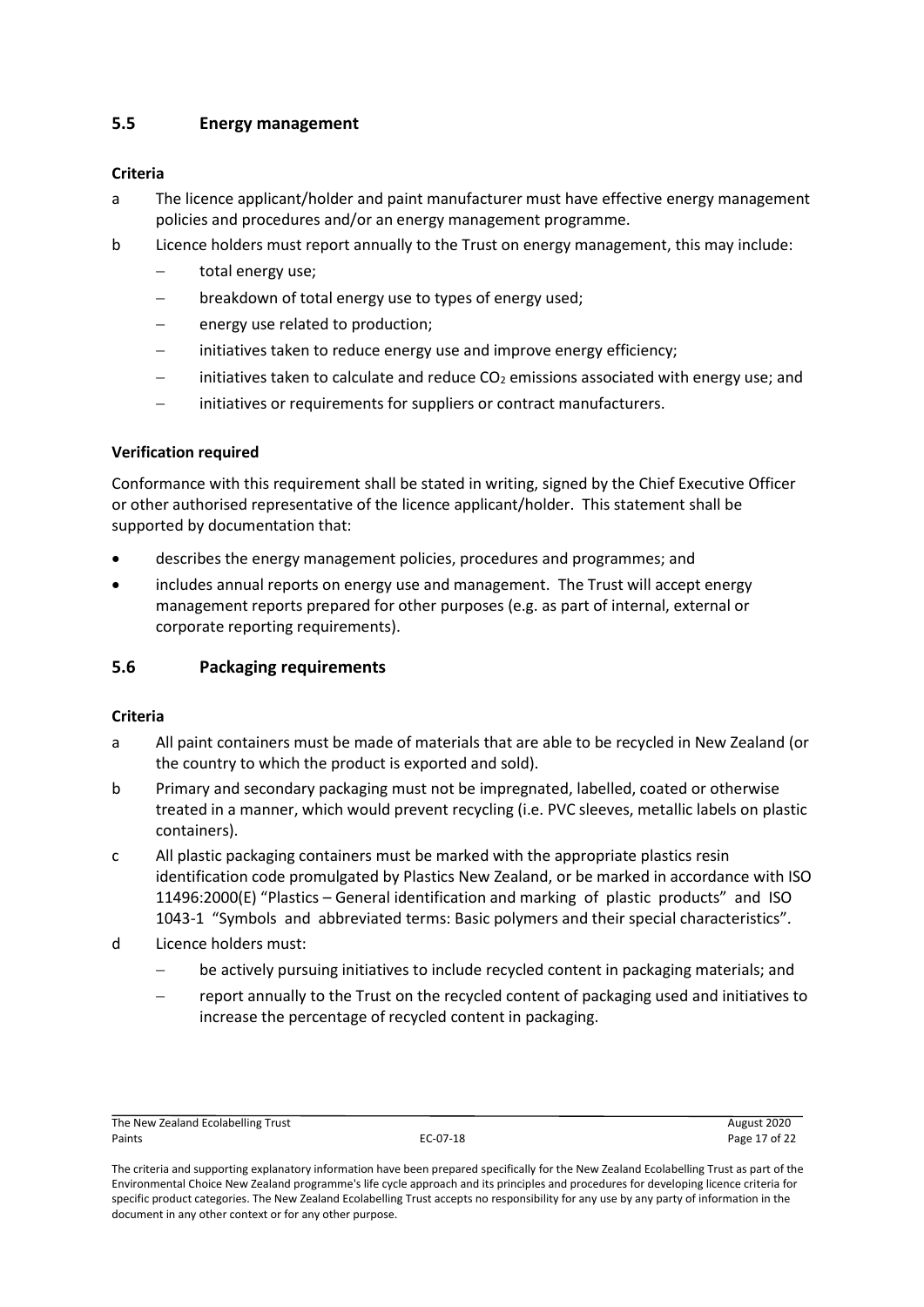## 5.5 Energy management

### Criteria

a The licence applicant/holder and paint manufacturer must have effective energy management policies and procedures and/or an energy management programme.

b Licence holders must report annually to the Trust on energy management, this may include:

- total energy use;
- breakdown of total energy use to types of energy used;
- energy use related to production;
- initiatives taken to reduce energy use and improve energy efficiency;
- initiatives taken to calculate and reduce $CO_2$ emissions associated with energy use; and
- initiatives or requirements for suppliers or contract manufacturers.

### Verification required

Conformance with this requirement shall be stated in writing, signed by the Chief Executive Officer or other authorised representative of the licence applicant/holder. This statement shall be supported by documentation that:

- describes the energy management policies, procedures and programmes; and
- includes annual reports on energy use and management. The Trust will accept energy management reports prepared for other purposes (e.g. as part of internal, external or corporate reporting requirements).

## 5.6 Packaging requirements

### Criteria

a All paint containers must be made of materials that are able to be recycled in New Zealand (or the country to which the product is exported and sold).

b Primary and secondary packaging must not be impregnated, labelled, coated or otherwise treated in a manner, which would prevent recycling (i.e. PVC sleeves, metallic labels on plastic containers).

c All plastic packaging containers must be marked with the appropriate plastics resin identification code promulgated by Plastics New Zealand, or be marked in accordance with ISO 11496:2000(E) "Plastics – General identification and marking of plastic products" and ISO 1043-1 "Symbols and abbreviated terms: Basic polymers and their special characteristics".

d Licence holders must:

- be actively pursuing initiatives to include recycled content in packaging materials; and
- report annually to the Trust on the recycled content of packaging used and initiatives to increase the percentage of recycled content in packaging.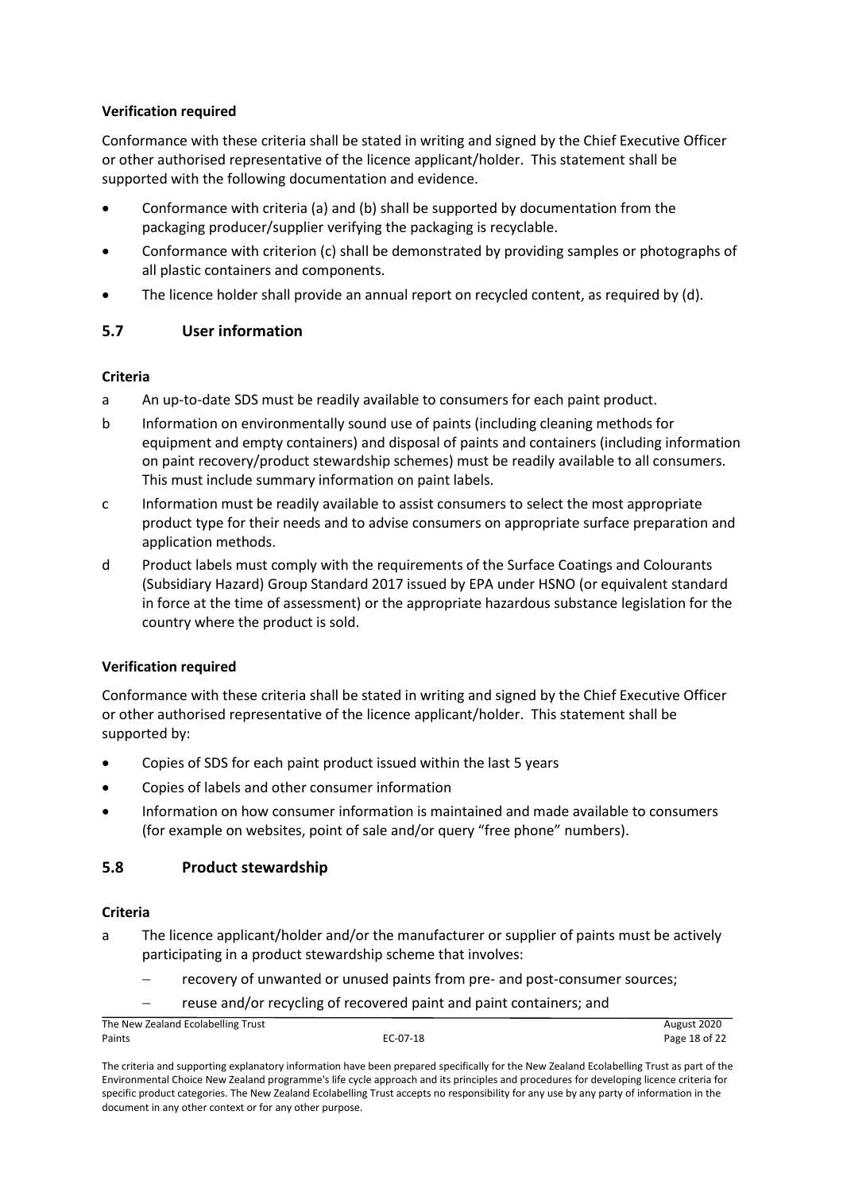**Verification required**

Conformance with these criteria shall be stated in writing and signed by the Chief Executive Officer or other authorised representative of the licence applicant/holder. This statement shall be supported with the following documentation and evidence.

- Conformance with criteria (a) and (b) shall be supported by documentation from the packaging producer/supplier verifying the packaging is recyclable.
- Conformance with criterion (c) shall be demonstrated by providing samples or photographs of all plastic containers and components.
- The licence holder shall provide an annual report on recycled content, as required by (d).

## 5.7 User information

**Criteria**

a An up-to-date SDS must be readily available to consumers for each paint product.

b Information on environmentally sound use of paints (including cleaning methods for equipment and empty containers) and disposal of paints and containers (including information on paint recovery/product stewardship schemes) must be readily available to all consumers. This must include summary information on paint labels.

c Information must be readily available to assist consumers to select the most appropriate product type for their needs and to advise consumers on appropriate surface preparation and application methods.

d Product labels must comply with the requirements of the Surface Coatings and Colourants (Subsidiary Hazard) Group Standard 2017 issued by EPA under HSNO (or equivalent standard in force at the time of assessment) or the appropriate hazardous substance legislation for the country where the product is sold.

**Verification required**

Conformance with these criteria shall be stated in writing and signed by the Chief Executive Officer or other authorised representative of the licence applicant/holder. This statement shall be supported by:

- Copies of SDS for each paint product issued within the last 5 years
- Copies of labels and other consumer information
- Information on how consumer information is maintained and made available to consumers (for example on websites, point of sale and/or query "free phone" numbers).

## 5.8 Product stewardship

**Criteria**

a The licence applicant/holder and/or the manufacturer or supplier of paints must be actively participating in a product stewardship scheme that involves:

  - recovery of unwanted or unused paints from pre- and post-consumer sources;
  - reuse and/or recycling of recovered paint and paint containers; and

The criteria and supporting explanatory information have been prepared specifically for the New Zealand Ecolabelling Trust as part of the Environmental Choice New Zealand programme's life cycle approach and its principles and procedures for developing licence criteria for specific product categories. The New Zealand Ecolabelling Trust accepts no responsibility for any use by any party of information in the document in any other context or for any other purpose.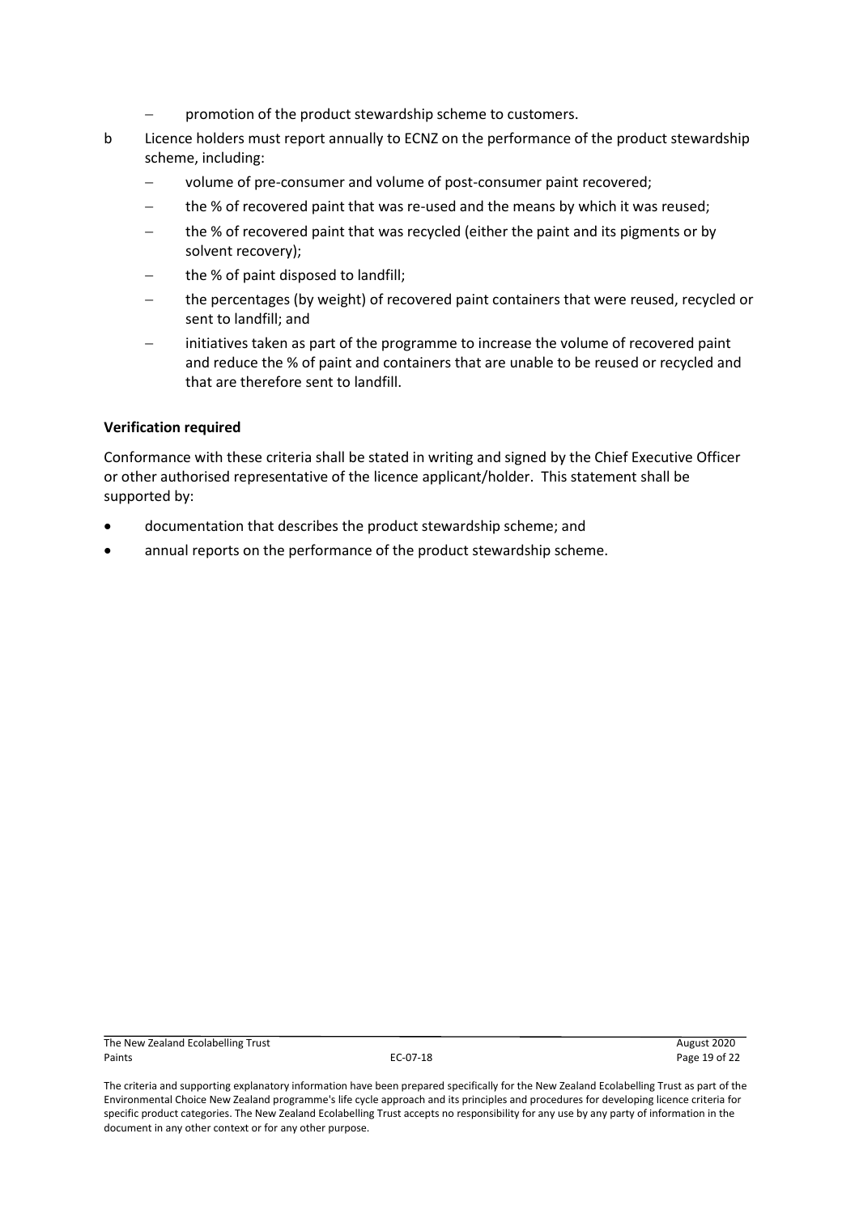- promotion of the product stewardship scheme to customers.

b Licence holders must report annually to ECNZ on the performance of the product stewardship scheme, including:

- volume of pre-consumer and volume of post-consumer paint recovered;
- the % of recovered paint that was re-used and the means by which it was reused;
- the % of recovered paint that was recycled (either the paint and its pigments or by solvent recovery);
- the % of paint disposed to landfill;
- the percentages (by weight) of recovered paint containers that were reused, recycled or sent to landfill; and
- initiatives taken as part of the programme to increase the volume of recovered paint and reduce the % of paint and containers that are unable to be reused or recycled and that are therefore sent to landfill.

**Verification required**

Conformance with these criteria shall be stated in writing and signed by the Chief Executive Officer or other authorised representative of the licence applicant/holder. This statement shall be supported by:

- documentation that describes the product stewardship scheme; and
- annual reports on the performance of the product stewardship scheme.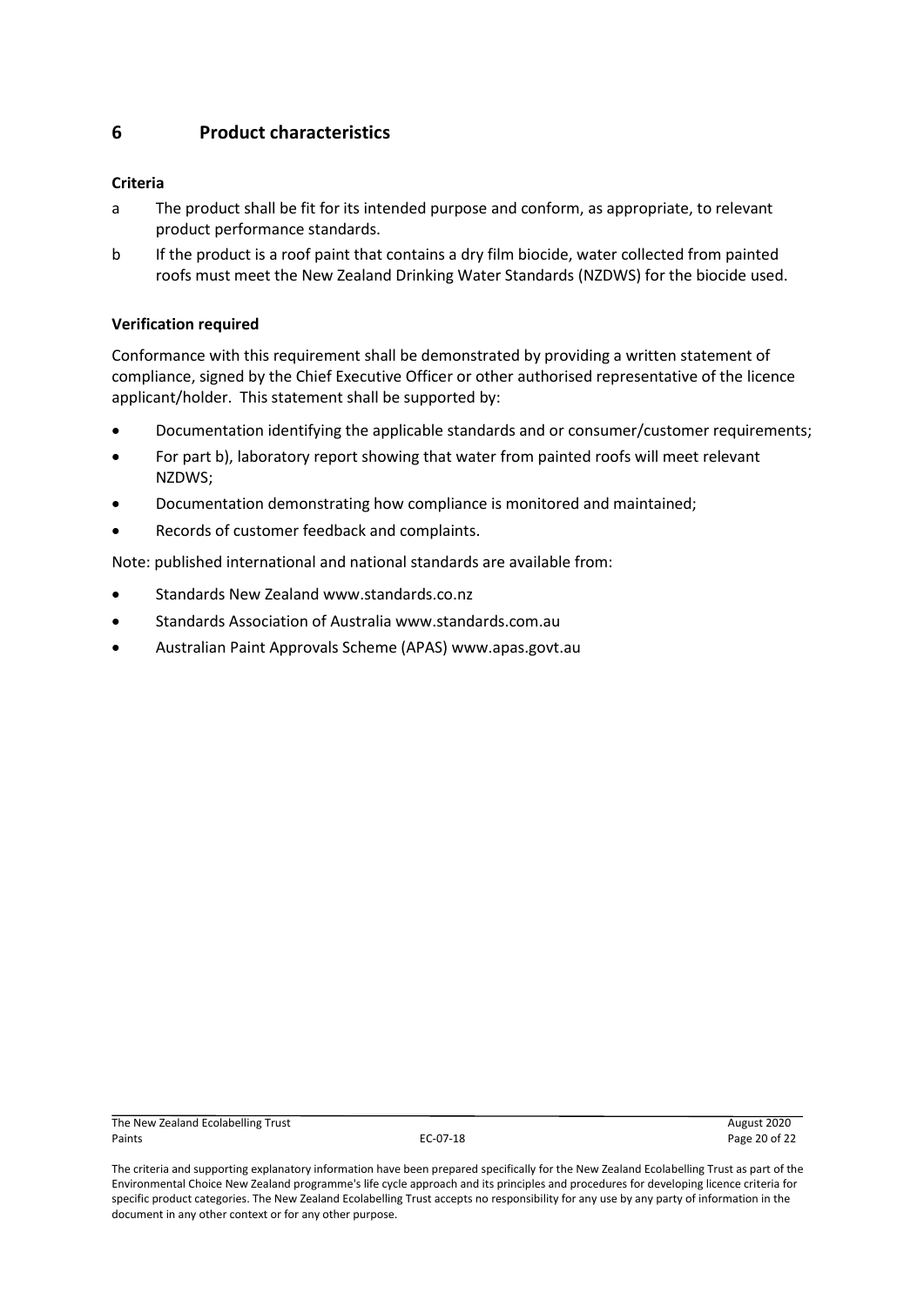# 6 Product characteristics

**Criteria**

a The product shall be fit for its intended purpose and conform, as appropriate, to relevant product performance standards.

b If the product is a roof paint that contains a dry film biocide, water collected from painted roofs must meet the New Zealand Drinking Water Standards (NZDWS) for the biocide used.

**Verification required**

Conformance with this requirement shall be demonstrated by providing a written statement of compliance, signed by the Chief Executive Officer or other authorised representative of the licence applicant/holder. This statement shall be supported by:

- Documentation identifying the applicable standards and or consumer/customer requirements;
- For part b), laboratory report showing that water from painted roofs will meet relevant NZDWS;
- Documentation demonstrating how compliance is monitored and maintained;
- Records of customer feedback and complaints.

Note: published international and national standards are available from:

- Standards New Zealand www.standards.co.nz
- Standards Association of Australia www.standards.com.au
- Australian Paint Approvals Scheme (APAS) www.apas.govt.au

The criteria and supporting explanatory information have been prepared specifically for the New Zealand Ecolabelling Trust as part of the Environmental Choice New Zealand programme's life cycle approach and its principles and procedures for developing licence criteria for specific product categories. The New Zealand Ecolabelling Trust accepts no responsibility for any use by any party of information in the document in any other context or for any other purpose.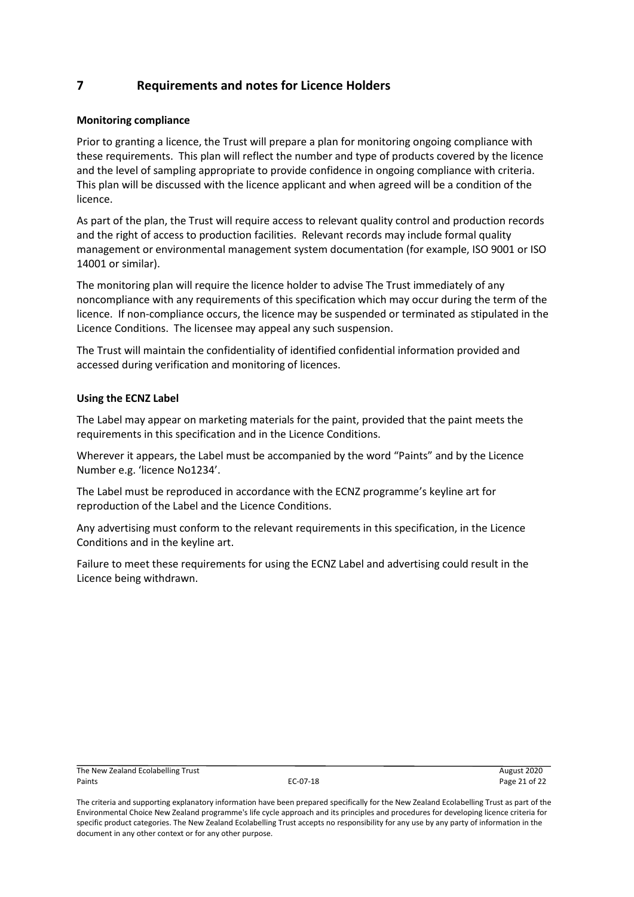# 7 Requirements and notes for Licence Holders

**Monitoring compliance**

Prior to granting a licence, the Trust will prepare a plan for monitoring ongoing compliance with these requirements. This plan will reflect the number and type of products covered by the licence and the level of sampling appropriate to provide confidence in ongoing compliance with criteria. This plan will be discussed with the licence applicant and when agreed will be a condition of the licence.

As part of the plan, the Trust will require access to relevant quality control and production records and the right of access to production facilities. Relevant records may include formal quality management or environmental management system documentation (for example, ISO 9001 or ISO 14001 or similar).

The monitoring plan will require the licence holder to advise The Trust immediately of any noncompliance with any requirements of this specification which may occur during the term of the licence. If non-compliance occurs, the licence may be suspended or terminated as stipulated in the Licence Conditions. The licensee may appeal any such suspension.

The Trust will maintain the confidentiality of identified confidential information provided and accessed during verification and monitoring of licences.

**Using the ECNZ Label**

The Label may appear on marketing materials for the paint, provided that the paint meets the requirements in this specification and in the Licence Conditions.

Wherever it appears, the Label must be accompanied by the word "Paints" and by the Licence Number e.g. 'licence No1234'.

The Label must be reproduced in accordance with the ECNZ programme's keyline art for reproduction of the Label and the Licence Conditions.

Any advertising must conform to the relevant requirements in this specification, in the Licence Conditions and in the keyline art.

Failure to meet these requirements for using the ECNZ Label and advertising could result in the Licence being withdrawn.

The criteria and supporting explanatory information have been prepared specifically for the New Zealand Ecolabelling Trust as part of the Environmental Choice New Zealand programme's life cycle approach and its principles and procedures for developing licence criteria for specific product categories. The New Zealand Ecolabelling Trust accepts no responsibility for any use by any party of information in the document in any other context or for any other purpose.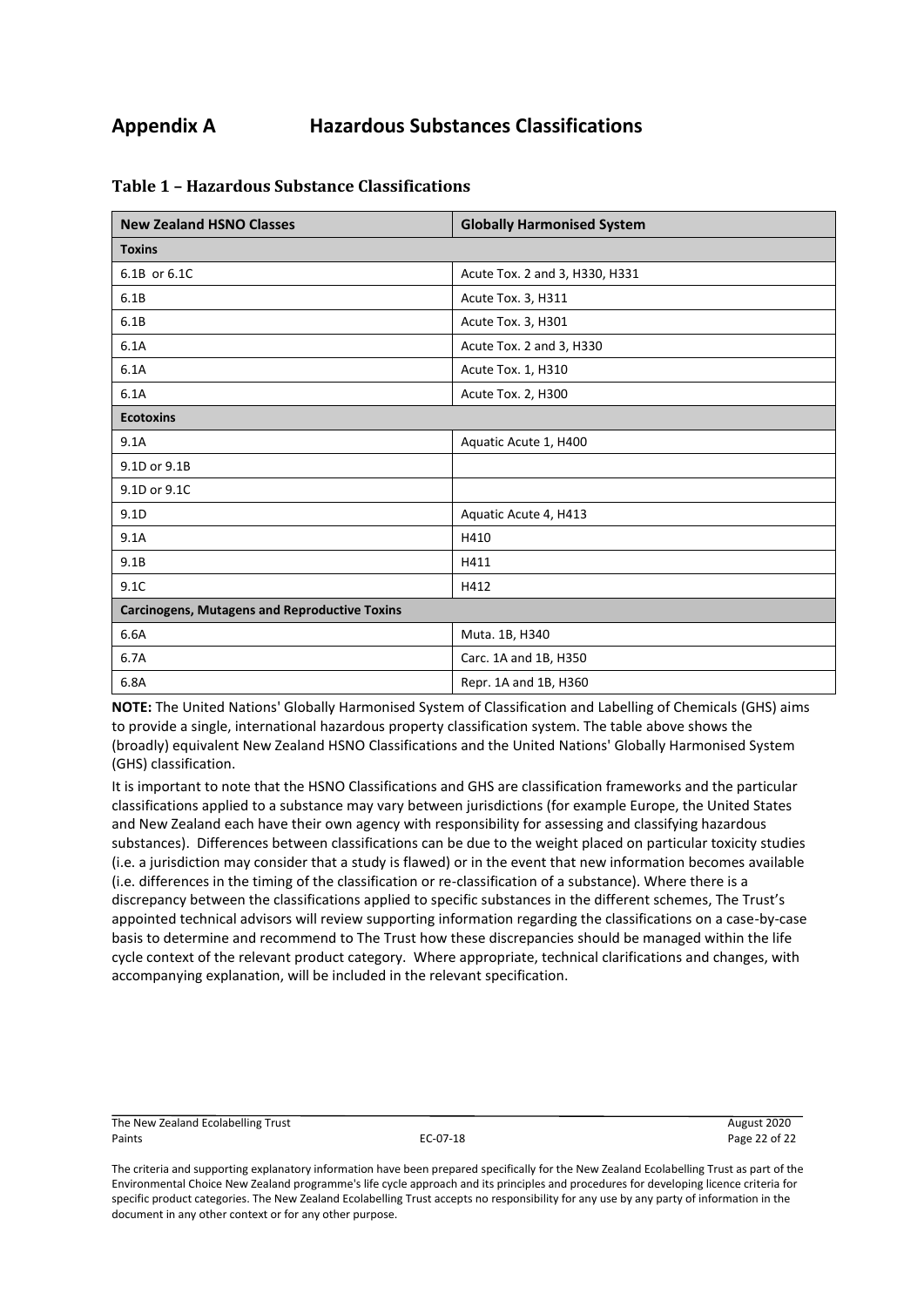# Appendix A Hazardous Substances Classifications

### Table 1 – Hazardous Substance Classifications

| New Zealand HSNO Classes | Globally Harmonised System |
|---|---|
| **Toxins** | |
| 6.1B or 6.1C | Acute Tox. 2 and 3, H330, H331 |
| 6.1B | Acute Tox. 3, H311 |
| 6.1B | Acute Tox. 3, H301 |
| 6.1A | Acute Tox. 2 and 3, H330 |
| 6.1A | Acute Tox. 1, H310 |
| 6.1A | Acute Tox. 2, H300 |
| **Ecotoxins** | |
| 9.1A | Aquatic Acute 1, H400 |
| 9.1D or 9.1B | |
| 9.1D or 9.1C | |
| 9.1D | Aquatic Acute 4, H413 |
| 9.1A | H410 |
| 9.1B | H411 |
| 9.1C | H412 |
| **Carcinogens, Mutagens and Reproductive Toxins** | |
| 6.6A | Muta. 1B, H340 |
| 6.7A | Carc. 1A and 1B, H350 |
| 6.8A | Repr. 1A and 1B, H360 |

**NOTE:** The United Nations' Globally Harmonised System of Classification and Labelling of Chemicals (GHS) aims to provide a single, international hazardous property classification system. The table above shows the (broadly) equivalent New Zealand HSNO Classifications and the United Nations' Globally Harmonised System (GHS) classification.

It is important to note that the HSNO Classifications and GHS are classification frameworks and the particular classifications applied to a substance may vary between jurisdictions (for example Europe, the United States and New Zealand each have their own agency with responsibility for assessing and classifying hazardous substances). Differences between classifications can be due to the weight placed on particular toxicity studies (i.e. a jurisdiction may consider that a study is flawed) or in the event that new information becomes available (i.e. differences in the timing of the classification or re-classification of a substance). Where there is a discrepancy between the classifications applied to specific substances in the different schemes, The Trust's appointed technical advisors will review supporting information regarding the classifications on a case-by-case basis to determine and recommend to The Trust how these discrepancies should be managed within the life cycle context of the relevant product category. Where appropriate, technical clarifications and changes, with accompanying explanation, will be included in the relevant specification.

The criteria and supporting explanatory information have been prepared specifically for the New Zealand Ecolabelling Trust as part of the Environmental Choice New Zealand programme's life cycle approach and its principles and procedures for developing licence criteria for specific product categories. The New Zealand Ecolabelling Trust accepts no responsibility for any use by any party of information in the document in any other context or for any other purpose.